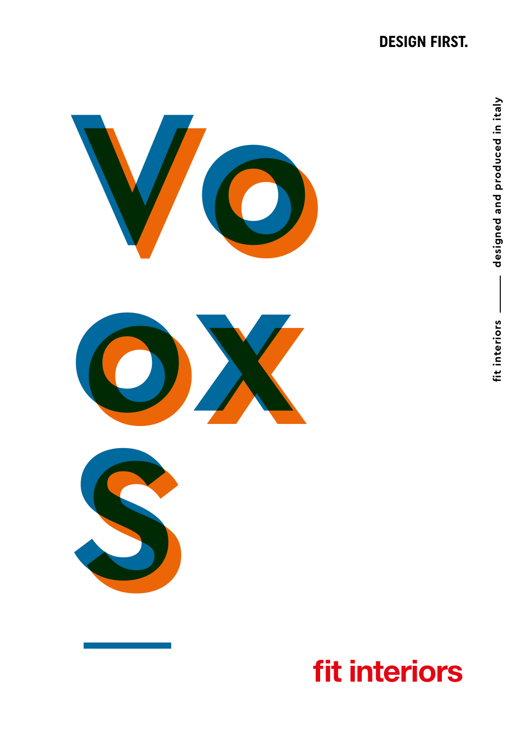DESIGN FIRST.

# VOOXS

fit interiors —— designed and produced in italy

fit interiors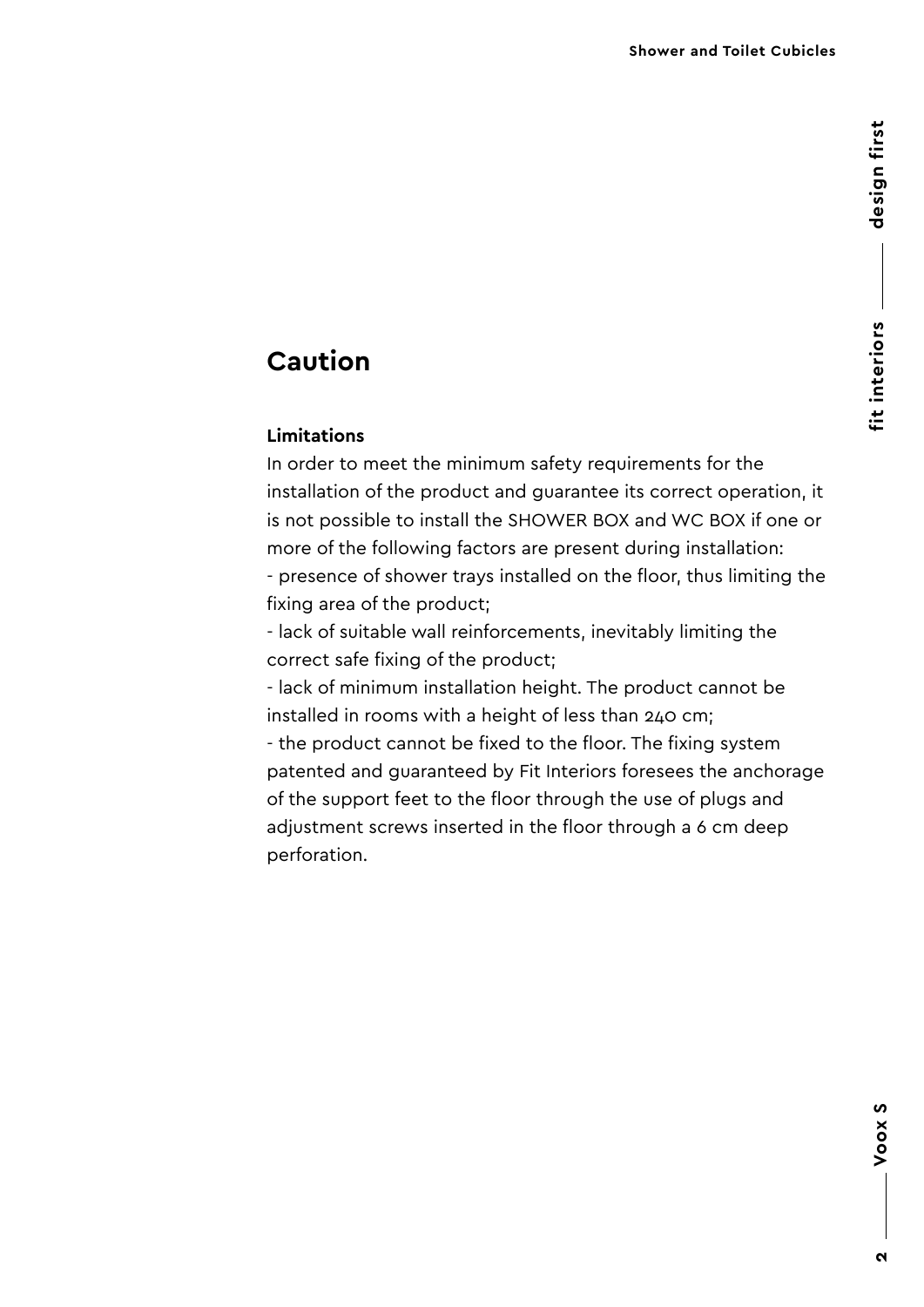## Caution

**Limitations**

In order to meet the minimum safety requirements for the installation of the product and guarantee its correct operation, it is not possible to install the SHOWER BOX and WC BOX if one or more of the following factors are present during installation:

- presence of shower trays installed on the floor, thus limiting the fixing area of the product;
- lack of suitable wall reinforcements, inevitably limiting the correct safe fixing of the product;
- lack of minimum installation height. The product cannot be installed in rooms with a height of less than 240 cm;
- the product cannot be fixed to the floor. The fixing system patented and guaranteed by Fit Interiors foresees the anchorage of the support feet to the floor through the use of plugs and adjustment screws inserted in the floor through a 6 cm deep perforation.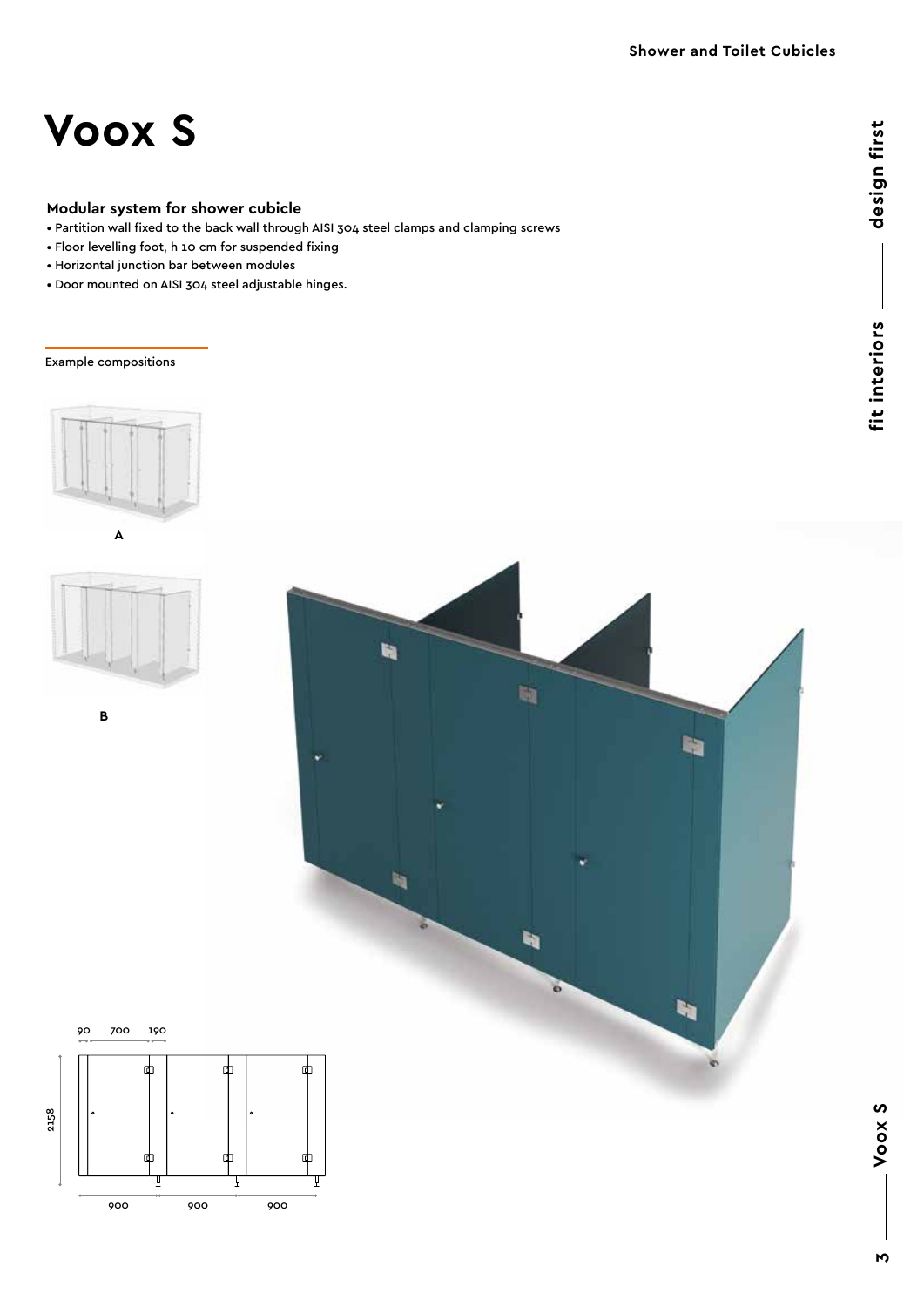# Voox S

**Modular system for shower cubicle**

- Partition wall fixed to the back wall through AISI 304 steel clamps and clamping screws
- Floor levelling foot, h 10 cm for suspended fixing
- Horizontal junction bar between modules
- Door mounted on AISI 304 steel adjustable hinges.

Example compositions

A

B

90 700 190

2158

900 900 900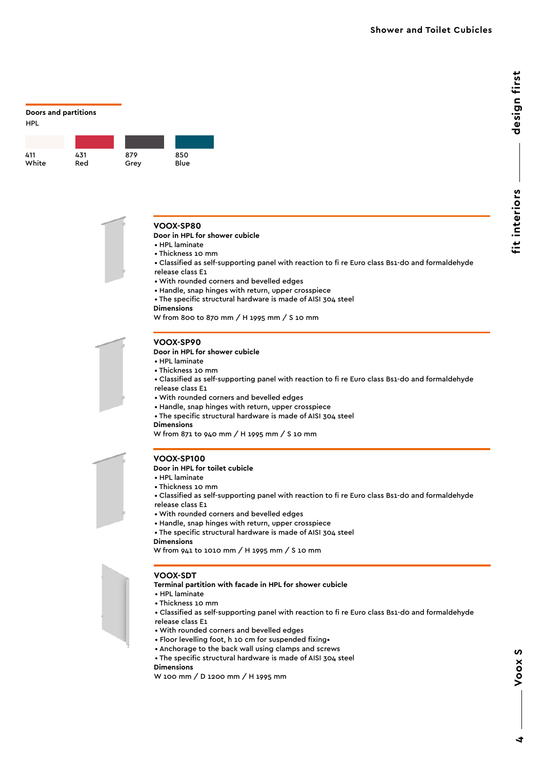## Doors and partitions

HPL

| 411 | 431 | 879 | 850 |
|---|---|---|---|
| White | Red | Grey | Blue |

### VOOX-SP80

**Door in HPL for shower cubicle**

- HPL laminate
- Thickness 10 mm
- Classified as self-supporting panel with reaction to fi re Euro class Bs1-do and formaldehyde release class E1
- With rounded corners and bevelled edges
- Handle, snap hinges with return, upper crosspiece
- The specific structural hardware is made of AISI 304 steel

**Dimensions**

W from 800 to 870 mm / H 1995 mm / S 10 mm

### VOOX-SP90

**Door in HPL for shower cubicle**

- HPL laminate
- Thickness 10 mm
- Classified as self-supporting panel with reaction to fi re Euro class Bs1-do and formaldehyde release class E1
- With rounded corners and bevelled edges
- Handle, snap hinges with return, upper crosspiece
- The specific structural hardware is made of AISI 304 steel

**Dimensions**

W from 871 to 940 mm / H 1995 mm / S 10 mm

### VOOX-SP100

**Door in HPL for toilet cubicle**

- HPL laminate
- Thickness 10 mm
- Classified as self-supporting panel with reaction to fi re Euro class Bs1-do and formaldehyde release class E1
- With rounded corners and bevelled edges
- Handle, snap hinges with return, upper crosspiece
- The specific structural hardware is made of AISI 304 steel

**Dimensions**

W from 941 to 1010 mm / H 1995 mm / S 10 mm

### VOOX-SDT

**Terminal partition with facade in HPL for shower cubicle**

- HPL laminate
- Thickness 10 mm
- Classified as self-supporting panel with reaction to fi re Euro class Bs1-do and formaldehyde release class E1
- With rounded corners and bevelled edges
- Floor levelling foot, h 10 cm for suspended fixing•
- Anchorage to the back wall using clamps and screws
- The specific structural hardware is made of AISI 304 steel

**Dimensions**

W 100 mm / D 1200 mm / H 1995 mm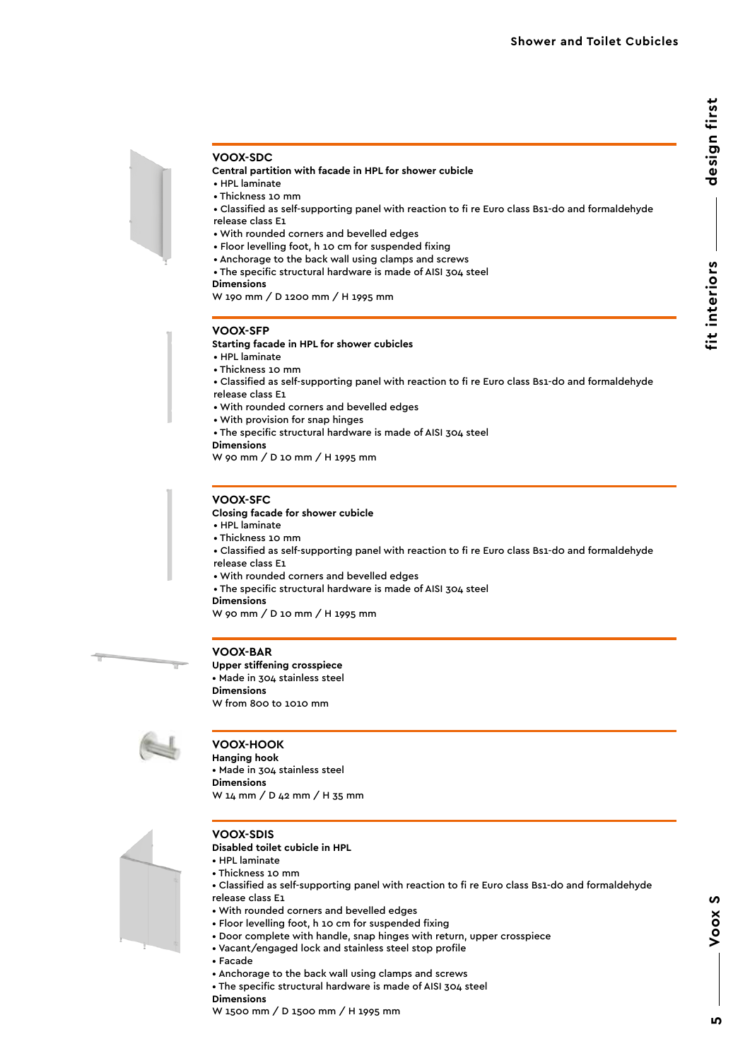## VOOX-SDC

**Central partition with facade in HPL for shower cubicle**

- HPL laminate
- Thickness 10 mm
- Classified as self-supporting panel with reaction to fi re Euro class Bs1-d0 and formaldehyde release class E1
- With rounded corners and bevelled edges
- Floor levelling foot, h 10 cm for suspended fixing
- Anchorage to the back wall using clamps and screws
- The specific structural hardware is made of AISI 304 steel

**Dimensions**

W 190 mm / D 1200 mm / H 1995 mm

## VOOX-SFP

**Starting facade in HPL for shower cubicles**

- HPL laminate
- Thickness 10 mm
- Classified as self-supporting panel with reaction to fi re Euro class Bs1-d0 and formaldehyde release class E1
- With rounded corners and bevelled edges
- With provision for snap hinges
- The specific structural hardware is made of AISI 304 steel

**Dimensions**

W 90 mm / D 10 mm / H 1995 mm

## VOOX-SFC

**Closing facade for shower cubicle**

- HPL laminate
- Thickness 10 mm
- Classified as self-supporting panel with reaction to fi re Euro class Bs1-d0 and formaldehyde release class E1
- With rounded corners and bevelled edges
- The specific structural hardware is made of AISI 304 steel

**Dimensions**

W 90 mm / D 10 mm / H 1995 mm

## VOOX-BAR

**Upper stiffening crosspiece**

- Made in 304 stainless steel

**Dimensions**

W from 800 to 1010 mm

## VOOX-HOOK

**Hanging hook**

- Made in 304 stainless steel

**Dimensions**

W 14 mm / D 42 mm / H 35 mm

## VOOX-SDIS

**Disabled toilet cubicle in HPL**

- HPL laminate
- Thickness 10 mm
- Classified as self-supporting panel with reaction to fi re Euro class Bs1-d0 and formaldehyde release class E1
- With rounded corners and bevelled edges
- Floor levelling foot, h 10 cm for suspended fixing
- Door complete with handle, snap hinges with return, upper crosspiece
- Vacant/engaged lock and stainless steel stop profile
- Facade
- Anchorage to the back wall using clamps and screws
- The specific structural hardware is made of AISI 304 steel

**Dimensions**

W 1500 mm / D 1500 mm / H 1995 mm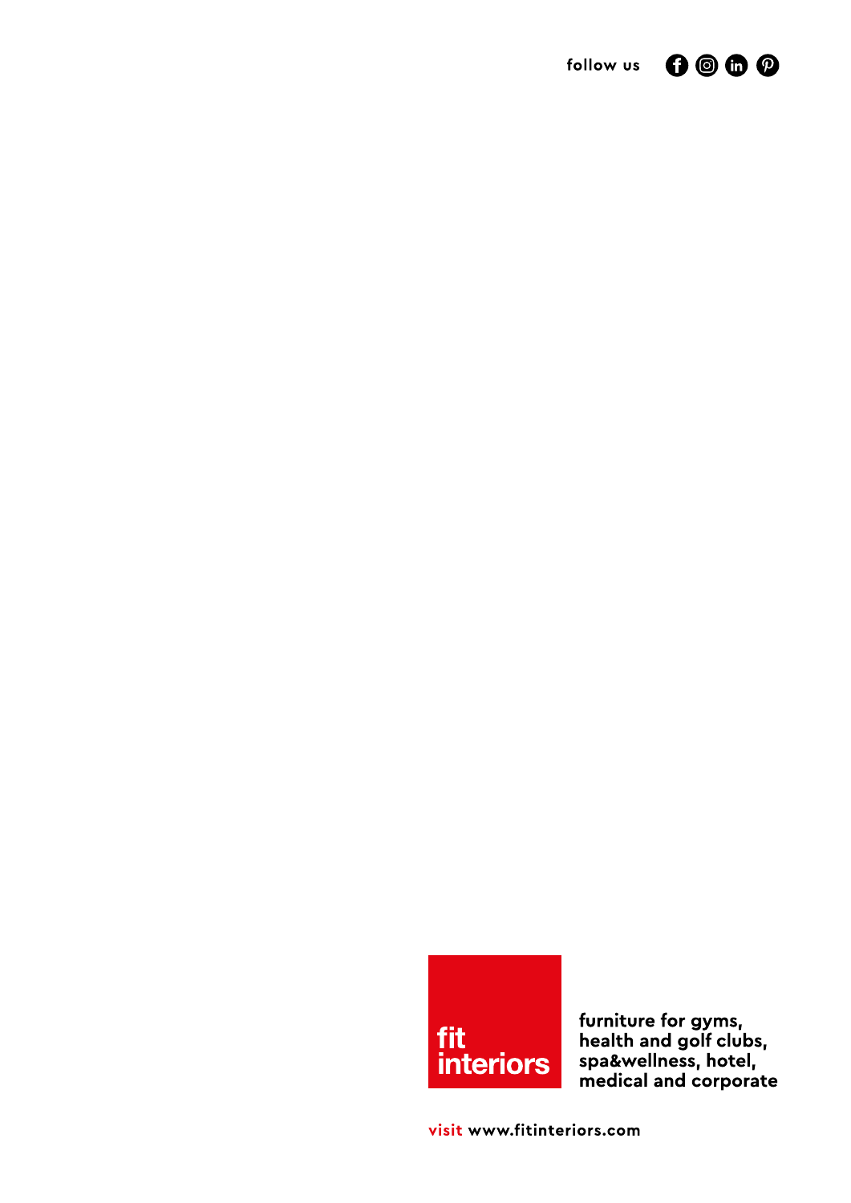follow us

fit interiors

furniture for gyms,
health and golf clubs,
spa&wellness, hotel,
medical and corporate

visit www.fitinteriors.com